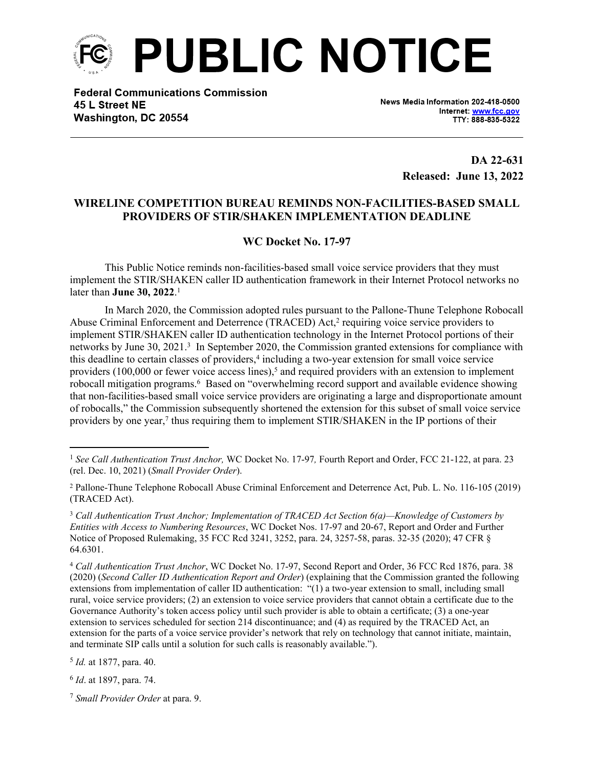# PUBLIC NOTICE

**Federal Communications Commission**
**45 L Street NE**
**Washington, DC 20554**

News Media Information 202-418-0500
Internet: www.fcc.gov
TTY: 888-835-5322

**DA 22-631**
**Released: June 13, 2022**

## WIRELINE COMPETITION BUREAU REMINDS NON-FACILITIES-BASED SMALL PROVIDERS OF STIR/SHAKEN IMPLEMENTATION DEADLINE

### WC Docket No. 17-97

This Public Notice reminds non-facilities-based small voice service providers that they must implement the STIR/SHAKEN caller ID authentication framework in their Internet Protocol networks no later than **June 30, 2022**.[1]

In March 2020, the Commission adopted rules pursuant to the Pallone-Thune Telephone Robocall Abuse Criminal Enforcement and Deterrence (TRACED) Act,[2] requiring voice service providers to implement STIR/SHAKEN caller ID authentication technology in the Internet Protocol portions of their networks by June 30, 2021.[3] In September 2020, the Commission granted extensions for compliance with this deadline to certain classes of providers,[4] including a two-year extension for small voice service providers (100,000 or fewer voice access lines),[5] and required providers with an extension to implement robocall mitigation programs.[6] Based on "overwhelming record support and available evidence showing that non-facilities-based small voice service providers are originating a large and disproportionate amount of robocalls," the Commission subsequently shortened the extension for this subset of small voice service providers by one year,[7] thus requiring them to implement STIR/SHAKEN in the IP portions of their

---

[1] *See Call Authentication Trust Anchor,* WC Docket No. 17-97*,* Fourth Report and Order, FCC 21-122, at para. 23 (rel. Dec. 10, 2021) (*Small Provider Order*).

[2] Pallone-Thune Telephone Robocall Abuse Criminal Enforcement and Deterrence Act, Pub. L. No. 116-105 (2019) (TRACED Act).

[3] *Call Authentication Trust Anchor; Implementation of TRACED Act Section 6(a)—Knowledge of Customers by Entities with Access to Numbering Resources*, WC Docket Nos. 17-97 and 20-67, Report and Order and Further Notice of Proposed Rulemaking, 35 FCC Rcd 3241, 3252, para. 24, 3257-58, paras. 32-35 (2020); 47 CFR § 64.6301.

[4] *Call Authentication Trust Anchor*, WC Docket No. 17-97, Second Report and Order, 36 FCC Rcd 1876, para. 38 (2020) (*Second Caller ID Authentication Report and Order*) (explaining that the Commission granted the following extensions from implementation of caller ID authentication: "(1) a two-year extension to small, including small rural, voice service providers; (2) an extension to voice service providers that cannot obtain a certificate due to the Governance Authority's token access policy until such provider is able to obtain a certificate; (3) a one-year extension to services scheduled for section 214 discontinuance; and (4) as required by the TRACED Act, an extension for the parts of a voice service provider's network that rely on technology that cannot initiate, maintain, and terminate SIP calls until a solution for such calls is reasonably available.").

[5] *Id.* at 1877, para. 40.

[6] *Id*. at 1897, para. 74.

[7] *Small Provider Order* at para. 9.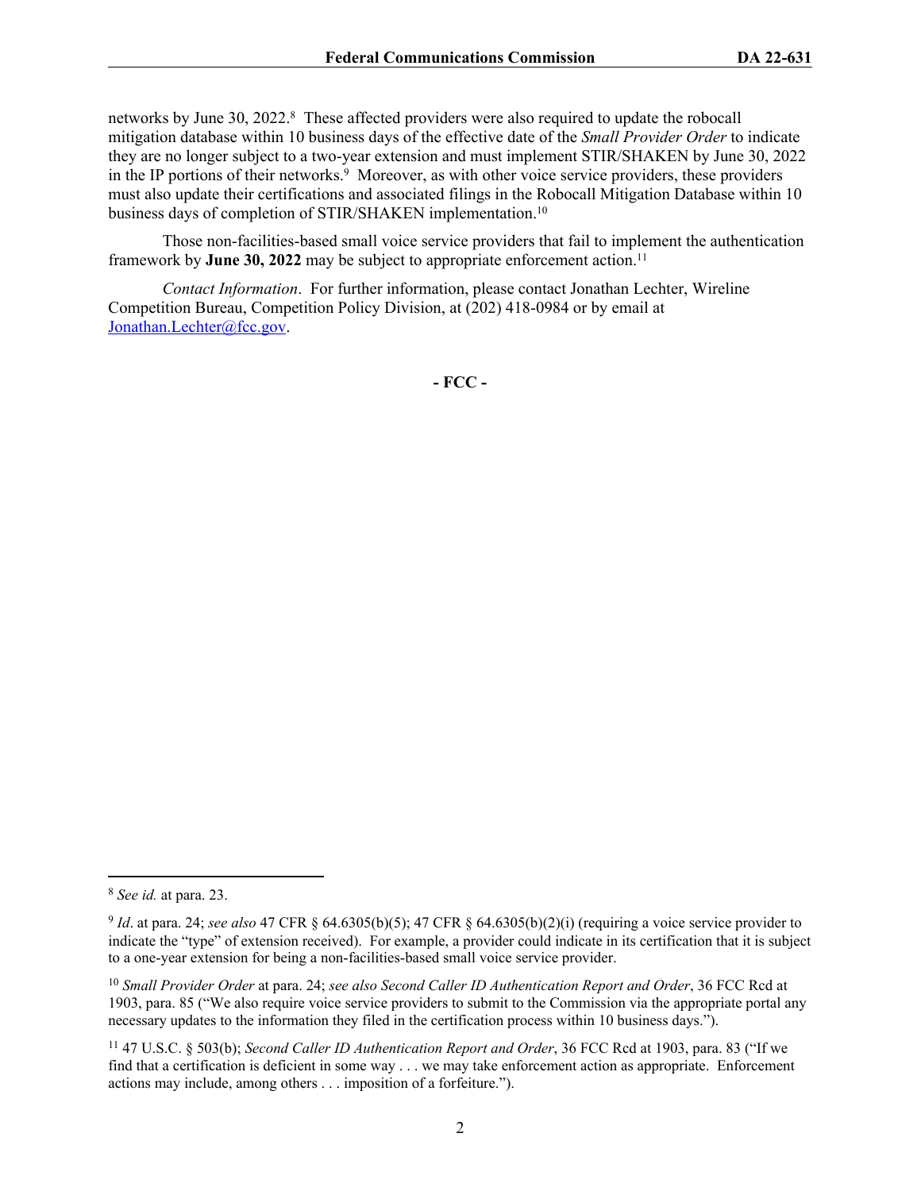networks by June 30, 2022.[8] These affected providers were also required to update the robocall mitigation database within 10 business days of the effective date of the *Small Provider Order* to indicate they are no longer subject to a two-year extension and must implement STIR/SHAKEN by June 30, 2022 in the IP portions of their networks.[9] Moreover, as with other voice service providers, these providers must also update their certifications and associated filings in the Robocall Mitigation Database within 10 business days of completion of STIR/SHAKEN implementation.[10]

Those non-facilities-based small voice service providers that fail to implement the authentication framework by **June 30, 2022** may be subject to appropriate enforcement action.[11]

*Contact Information*. For further information, please contact Jonathan Lechter, Wireline Competition Bureau, Competition Policy Division, at (202) 418-0984 or by email at [Jonathan.Lechter@fcc.gov](mailto:Jonathan.Lechter@fcc.gov).

**- FCC -**

---

[8] *See id.* at para. 23.

[9] *Id*. at para. 24; *see also* 47 CFR § 64.6305(b)(5); 47 CFR § 64.6305(b)(2)(i) (requiring a voice service provider to indicate the "type" of extension received). For example, a provider could indicate in its certification that it is subject to a one-year extension for being a non-facilities-based small voice service provider.

[10] *Small Provider Order* at para. 24; *see also Second Caller ID Authentication Report and Order*, 36 FCC Rcd at 1903, para. 85 ("We also require voice service providers to submit to the Commission via the appropriate portal any necessary updates to the information they filed in the certification process within 10 business days.").

[11] 47 U.S.C. § 503(b); *Second Caller ID Authentication Report and Order*, 36 FCC Rcd at 1903, para. 83 ("If we find that a certification is deficient in some way . . . we may take enforcement action as appropriate. Enforcement actions may include, among others . . . imposition of a forfeiture.").